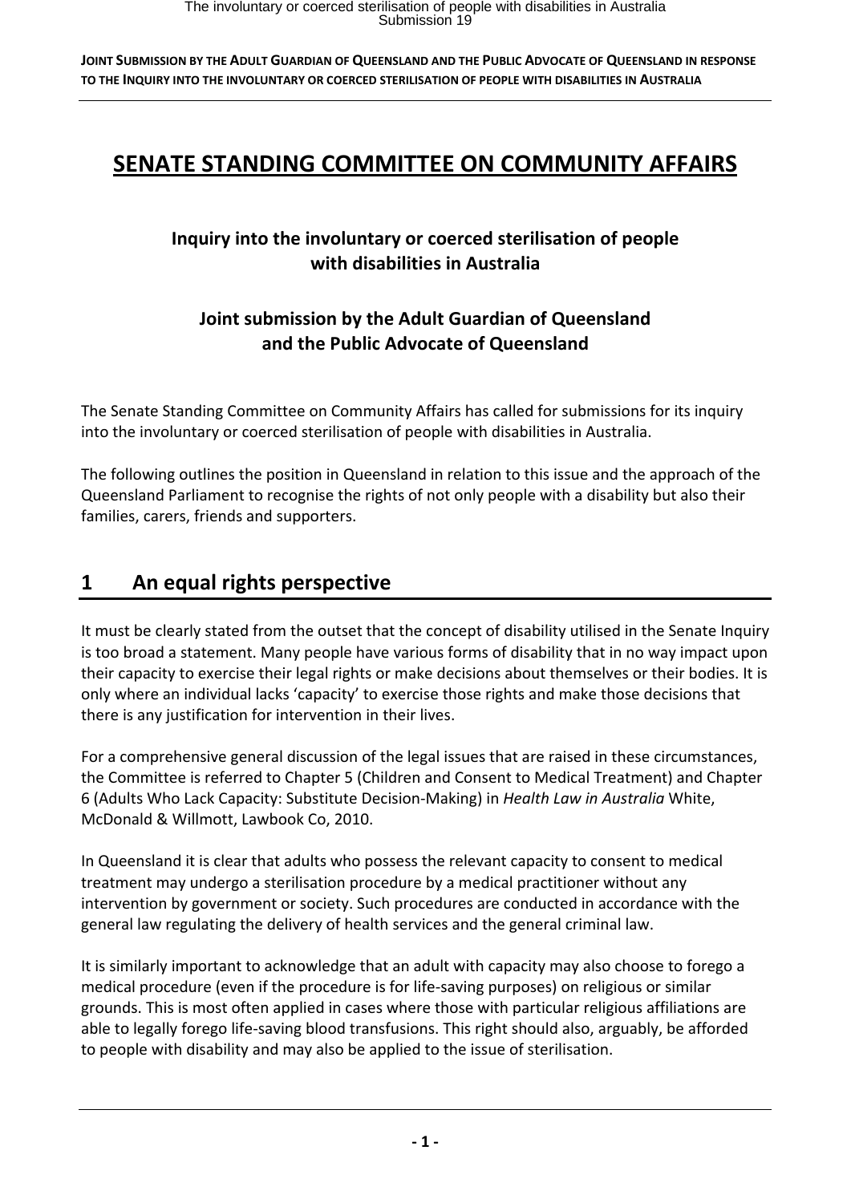# SENATE STANDING COMMITTEE ON COMMUNITY AFFAIRS

### Inquiry into the involuntary or coerced sterilisation of people with disabilities in Australia

### Joint submission by the Adult Guardian of Queensland and the Public Advocate of Queensland

The Senate Standing Committee on Community Affairs has called for submissions for its inquiry into the involuntary or coerced sterilisation of people with disabilities in Australia.

The following outlines the position in Queensland in relation to this issue and the approach of the Queensland Parliament to recognise the rights of not only people with a disability but also their families, carers, friends and supporters.

## 1 An equal rights perspective

It must be clearly stated from the outset that the concept of disability utilised in the Senate Inquiry is too broad a statement. Many people have various forms of disability that in no way impact upon their capacity to exercise their legal rights or make decisions about themselves or their bodies. It is only where an individual lacks 'capacity' to exercise those rights and make those decisions that there is any justification for intervention in their lives.

For a comprehensive general discussion of the legal issues that are raised in these circumstances, the Committee is referred to Chapter 5 (Children and Consent to Medical Treatment) and Chapter 6 (Adults Who Lack Capacity: Substitute Decision-Making) in *Health Law in Australia* White, McDonald & Willmott, Lawbook Co, 2010.

In Queensland it is clear that adults who possess the relevant capacity to consent to medical treatment may undergo a sterilisation procedure by a medical practitioner without any intervention by government or society. Such procedures are conducted in accordance with the general law regulating the delivery of health services and the general criminal law.

It is similarly important to acknowledge that an adult with capacity may also choose to forego a medical procedure (even if the procedure is for life-saving purposes) on religious or similar grounds. This is most often applied in cases where those with particular religious affiliations are able to legally forego life-saving blood transfusions. This right should also, arguably, be afforded to people with disability and may also be applied to the issue of sterilisation.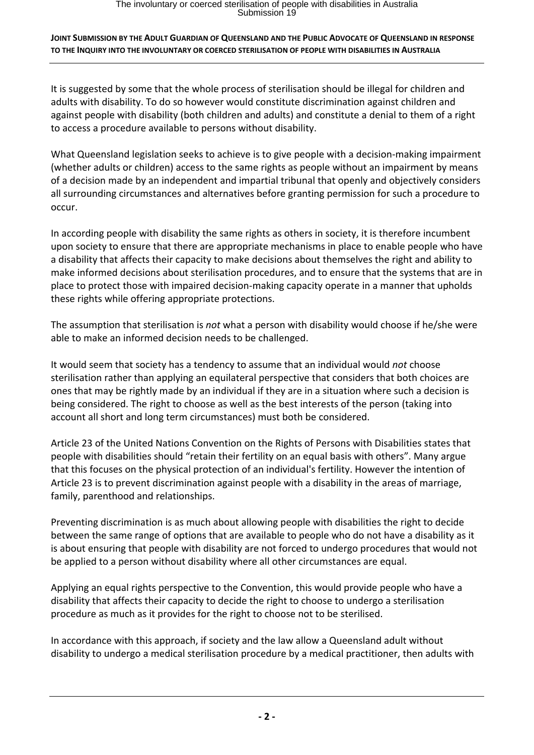It is suggested by some that the whole process of sterilisation should be illegal for children and adults with disability. To do so however would constitute discrimination against children and against people with disability (both children and adults) and constitute a denial to them of a right to access a procedure available to persons without disability.

What Queensland legislation seeks to achieve is to give people with a decision-making impairment (whether adults or children) access to the same rights as people without an impairment by means of a decision made by an independent and impartial tribunal that openly and objectively considers all surrounding circumstances and alternatives before granting permission for such a procedure to occur.

In according people with disability the same rights as others in society, it is therefore incumbent upon society to ensure that there are appropriate mechanisms in place to enable people who have a disability that affects their capacity to make decisions about themselves the right and ability to make informed decisions about sterilisation procedures, and to ensure that the systems that are in place to protect those with impaired decision-making capacity operate in a manner that upholds these rights while offering appropriate protections.

The assumption that sterilisation is *not* what a person with disability would choose if he/she were able to make an informed decision needs to be challenged.

It would seem that society has a tendency to assume that an individual would *not* choose sterilisation rather than applying an equilateral perspective that considers that both choices are ones that may be rightly made by an individual if they are in a situation where such a decision is being considered. The right to choose as well as the best interests of the person (taking into account all short and long term circumstances) must both be considered.

Article 23 of the United Nations Convention on the Rights of Persons with Disabilities states that people with disabilities should "retain their fertility on an equal basis with others". Many argue that this focuses on the physical protection of an individual's fertility. However the intention of Article 23 is to prevent discrimination against people with a disability in the areas of marriage, family, parenthood and relationships.

Preventing discrimination is as much about allowing people with disabilities the right to decide between the same range of options that are available to people who do not have a disability as it is about ensuring that people with disability are not forced to undergo procedures that would not be applied to a person without disability where all other circumstances are equal.

Applying an equal rights perspective to the Convention, this would provide people who have a disability that affects their capacity to decide the right to choose to undergo a sterilisation procedure as much as it provides for the right to choose not to be sterilised.

In accordance with this approach, if society and the law allow a Queensland adult without disability to undergo a medical sterilisation procedure by a medical practitioner, then adults with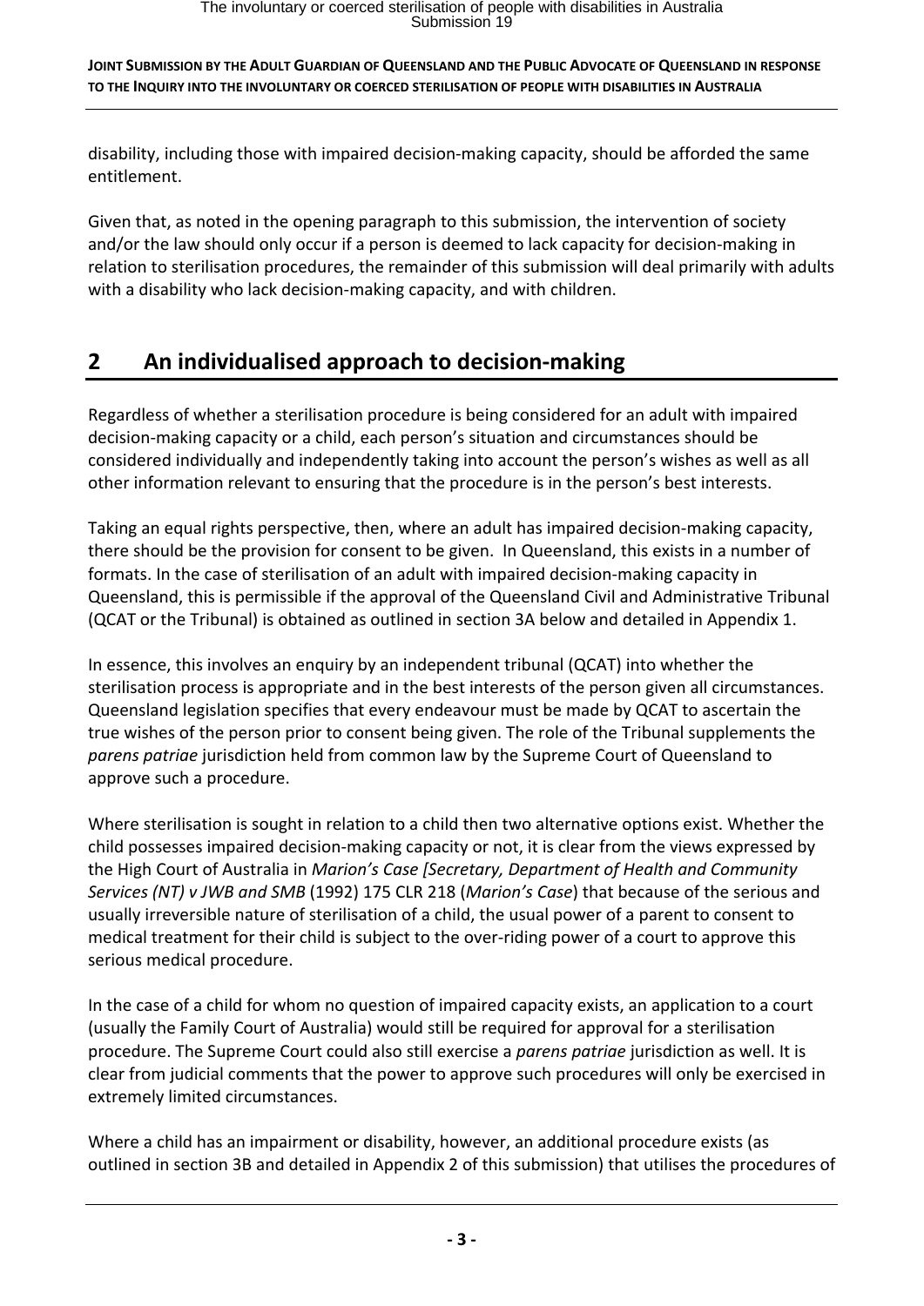disability, including those with impaired decision-making capacity, should be afforded the same entitlement.

Given that, as noted in the opening paragraph to this submission, the intervention of society and/or the law should only occur if a person is deemed to lack capacity for decision-making in relation to sterilisation procedures, the remainder of this submission will deal primarily with adults with a disability who lack decision-making capacity, and with children.

## 2 An individualised approach to decision-making

Regardless of whether a sterilisation procedure is being considered for an adult with impaired decision-making capacity or a child, each person's situation and circumstances should be considered individually and independently taking into account the person's wishes as well as all other information relevant to ensuring that the procedure is in the person's best interests.

Taking an equal rights perspective, then, where an adult has impaired decision-making capacity, there should be the provision for consent to be given. In Queensland, this exists in a number of formats. In the case of sterilisation of an adult with impaired decision-making capacity in Queensland, this is permissible if the approval of the Queensland Civil and Administrative Tribunal (QCAT or the Tribunal) is obtained as outlined in section 3A below and detailed in Appendix 1.

In essence, this involves an enquiry by an independent tribunal (QCAT) into whether the sterilisation process is appropriate and in the best interests of the person given all circumstances. Queensland legislation specifies that every endeavour must be made by QCAT to ascertain the true wishes of the person prior to consent being given. The role of the Tribunal supplements the *parens patriae* jurisdiction held from common law by the Supreme Court of Queensland to approve such a procedure.

Where sterilisation is sought in relation to a child then two alternative options exist. Whether the child possesses impaired decision-making capacity or not, it is clear from the views expressed by the High Court of Australia in *Marion's Case [Secretary, Department of Health and Community Services (NT) v JWB and SMB* (1992) 175 CLR 218 (*Marion's Case*) that because of the serious and usually irreversible nature of sterilisation of a child, the usual power of a parent to consent to medical treatment for their child is subject to the over-riding power of a court to approve this serious medical procedure.

In the case of a child for whom no question of impaired capacity exists, an application to a court (usually the Family Court of Australia) would still be required for approval for a sterilisation procedure. The Supreme Court could also still exercise a *parens patriae* jurisdiction as well. It is clear from judicial comments that the power to approve such procedures will only be exercised in extremely limited circumstances.

Where a child has an impairment or disability, however, an additional procedure exists (as outlined in section 3B and detailed in Appendix 2 of this submission) that utilises the procedures of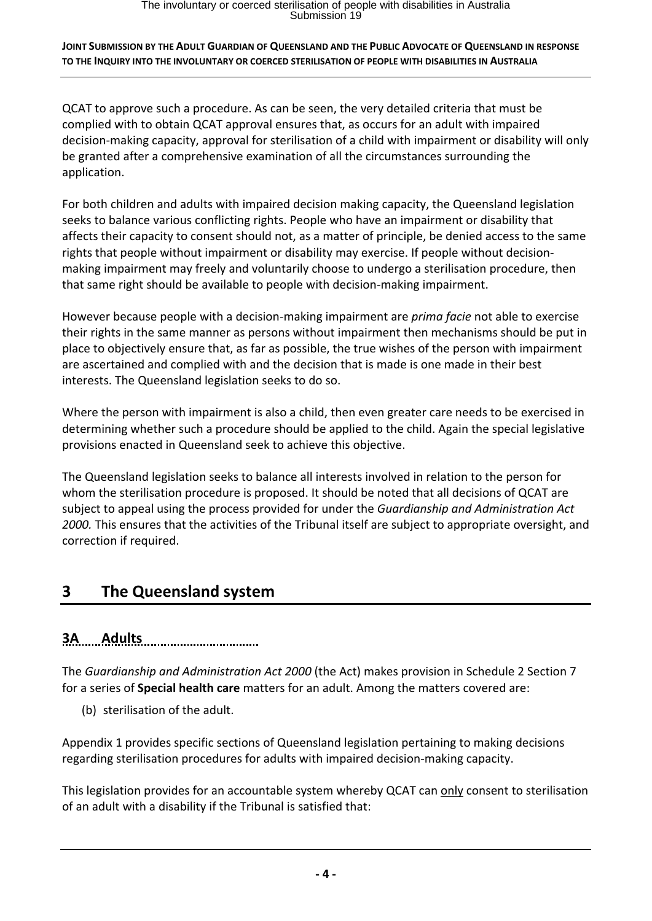QCAT to approve such a procedure. As can be seen, the very detailed criteria that must be complied with to obtain QCAT approval ensures that, as occurs for an adult with impaired decision-making capacity, approval for sterilisation of a child with impairment or disability will only be granted after a comprehensive examination of all the circumstances surrounding the application.

For both children and adults with impaired decision making capacity, the Queensland legislation seeks to balance various conflicting rights. People who have an impairment or disability that affects their capacity to consent should not, as a matter of principle, be denied access to the same rights that people without impairment or disability may exercise. If people without decision-making impairment may freely and voluntarily choose to undergo a sterilisation procedure, then that same right should be available to people with decision-making impairment.

However because people with a decision-making impairment are *prima facie* not able to exercise their rights in the same manner as persons without impairment then mechanisms should be put in place to objectively ensure that, as far as possible, the true wishes of the person with impairment are ascertained and complied with and the decision that is made is one made in their best interests. The Queensland legislation seeks to do so.

Where the person with impairment is also a child, then even greater care needs to be exercised in determining whether such a procedure should be applied to the child. Again the special legislative provisions enacted in Queensland seek to achieve this objective.

The Queensland legislation seeks to balance all interests involved in relation to the person for whom the sterilisation procedure is proposed. It should be noted that all decisions of QCAT are subject to appeal using the process provided for under the *Guardianship and Administration Act 2000.* This ensures that the activities of the Tribunal itself are subject to appropriate oversight, and correction if required.

# 3 The Queensland system

## 3A Adults

The *Guardianship and Administration Act 2000* (the Act) makes provision in Schedule 2 Section 7 for a series of **Special health care** matters for an adult. Among the matters covered are:

(b) sterilisation of the adult.

Appendix 1 provides specific sections of Queensland legislation pertaining to making decisions regarding sterilisation procedures for adults with impaired decision-making capacity.

This legislation provides for an accountable system whereby QCAT can only consent to sterilisation of an adult with a disability if the Tribunal is satisfied that: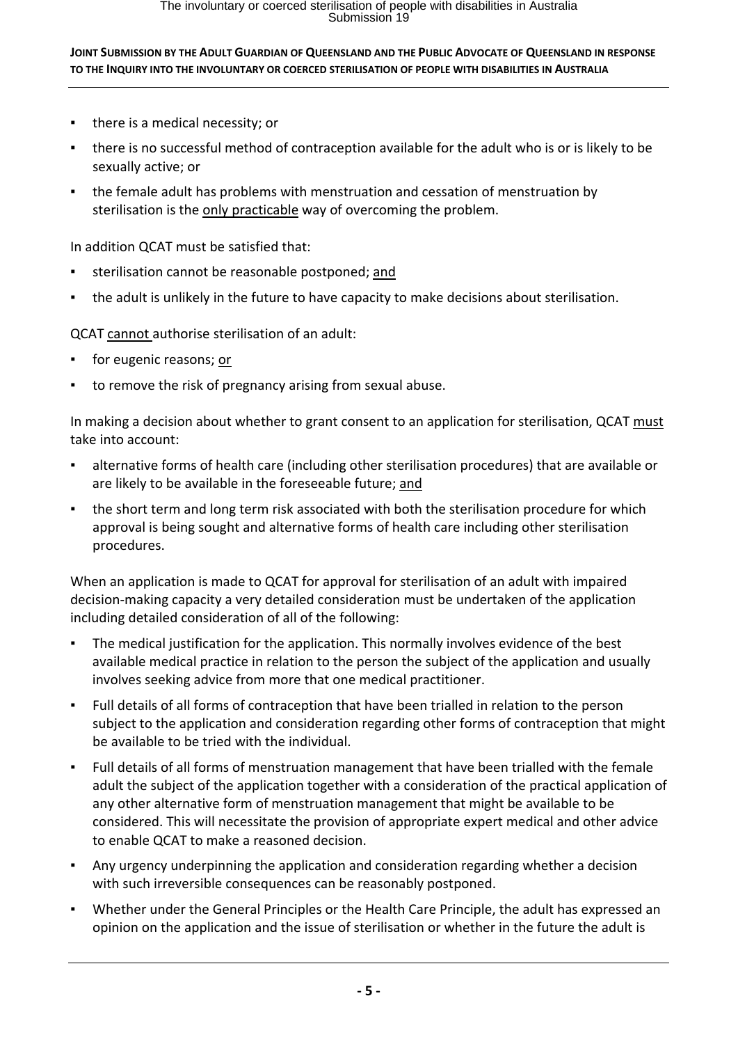- there is a medical necessity; or
- there is no successful method of contraception available for the adult who is or is likely to be sexually active; or
- the female adult has problems with menstruation and cessation of menstruation by sterilisation is the <u>only practicable</u> way of overcoming the problem.

In addition QCAT must be satisfied that:

- sterilisation cannot be reasonable postponed; <u>and</u>
- the adult is unlikely in the future to have capacity to make decisions about sterilisation.

QCAT <u>cannot</u> authorise sterilisation of an adult:

- for eugenic reasons; <u>or</u>
- to remove the risk of pregnancy arising from sexual abuse.

In making a decision about whether to grant consent to an application for sterilisation, QCAT <u>must</u> take into account:

- alternative forms of health care (including other sterilisation procedures) that are available or are likely to be available in the foreseeable future; <u>and</u>
- the short term and long term risk associated with both the sterilisation procedure for which approval is being sought and alternative forms of health care including other sterilisation procedures.

When an application is made to QCAT for approval for sterilisation of an adult with impaired decision-making capacity a very detailed consideration must be undertaken of the application including detailed consideration of all of the following:

- The medical justification for the application. This normally involves evidence of the best available medical practice in relation to the person the subject of the application and usually involves seeking advice from more that one medical practitioner.
- Full details of all forms of contraception that have been trialled in relation to the person subject to the application and consideration regarding other forms of contraception that might be available to be tried with the individual.
- Full details of all forms of menstruation management that have been trialled with the female adult the subject of the application together with a consideration of the practical application of any other alternative form of menstruation management that might be available to be considered. This will necessitate the provision of appropriate expert medical and other advice to enable QCAT to make a reasoned decision.
- Any urgency underpinning the application and consideration regarding whether a decision with such irreversible consequences can be reasonably postponed.
- Whether under the General Principles or the Health Care Principle, the adult has expressed an opinion on the application and the issue of sterilisation or whether in the future the adult is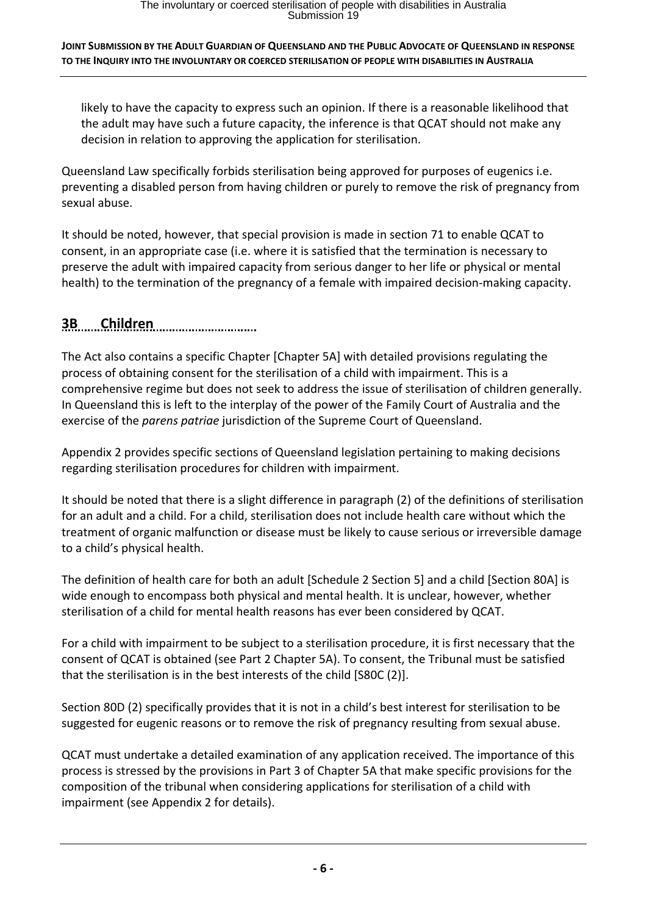likely to have the capacity to express such an opinion. If there is a reasonable likelihood that the adult may have such a future capacity, the inference is that QCAT should not make any decision in relation to approving the application for sterilisation.

Queensland Law specifically forbids sterilisation being approved for purposes of eugenics i.e. preventing a disabled person from having children or purely to remove the risk of pregnancy from sexual abuse.

It should be noted, however, that special provision is made in section 71 to enable QCAT to consent, in an appropriate case (i.e. where it is satisfied that the termination is necessary to preserve the adult with impaired capacity from serious danger to her life or physical or mental health) to the termination of the pregnancy of a female with impaired decision-making capacity.

## 3B Children

The Act also contains a specific Chapter [Chapter 5A] with detailed provisions regulating the process of obtaining consent for the sterilisation of a child with impairment. This is a comprehensive regime but does not seek to address the issue of sterilisation of children generally. In Queensland this is left to the interplay of the power of the Family Court of Australia and the exercise of the *parens patriae* jurisdiction of the Supreme Court of Queensland.

Appendix 2 provides specific sections of Queensland legislation pertaining to making decisions regarding sterilisation procedures for children with impairment.

It should be noted that there is a slight difference in paragraph (2) of the definitions of sterilisation for an adult and a child. For a child, sterilisation does not include health care without which the treatment of organic malfunction or disease must be likely to cause serious or irreversible damage to a child's physical health.

The definition of health care for both an adult [Schedule 2 Section 5] and a child [Section 80A] is wide enough to encompass both physical and mental health. It is unclear, however, whether sterilisation of a child for mental health reasons has ever been considered by QCAT.

For a child with impairment to be subject to a sterilisation procedure, it is first necessary that the consent of QCAT is obtained (see Part 2 Chapter 5A). To consent, the Tribunal must be satisfied that the sterilisation is in the best interests of the child [S80C (2)].

Section 80D (2) specifically provides that it is not in a child's best interest for sterilisation to be suggested for eugenic reasons or to remove the risk of pregnancy resulting from sexual abuse.

QCAT must undertake a detailed examination of any application received. The importance of this process is stressed by the provisions in Part 3 of Chapter 5A that make specific provisions for the composition of the tribunal when considering applications for sterilisation of a child with impairment (see Appendix 2 for details).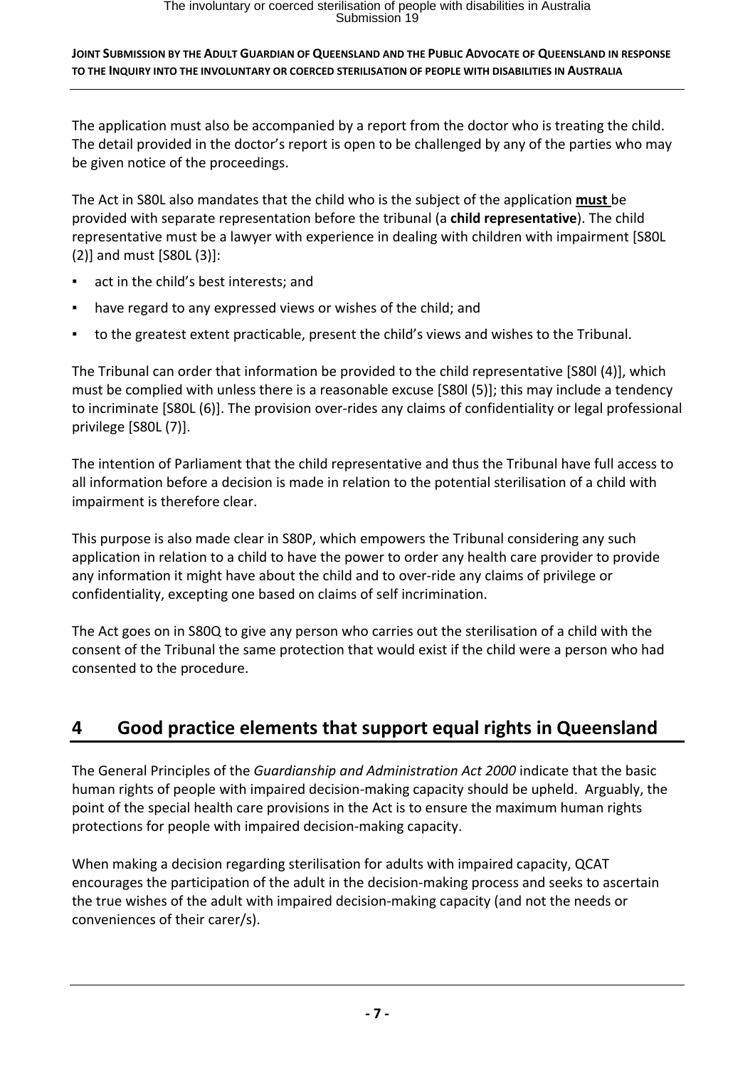The application must also be accompanied by a report from the doctor who is treating the child. The detail provided in the doctor's report is open to be challenged by any of the parties who may be given notice of the proceedings.

The Act in S80L also mandates that the child who is the subject of the application **must** be provided with separate representation before the tribunal (a **child representative**). The child representative must be a lawyer with experience in dealing with children with impairment [S80L (2)] and must [S80L (3)]:

- act in the child's best interests; and
- have regard to any expressed views or wishes of the child; and
- to the greatest extent practicable, present the child's views and wishes to the Tribunal.

The Tribunal can order that information be provided to the child representative [S80l (4)], which must be complied with unless there is a reasonable excuse [S80l (5)]; this may include a tendency to incriminate [S80L (6)]. The provision over-rides any claims of confidentiality or legal professional privilege [S80L (7)].

The intention of Parliament that the child representative and thus the Tribunal have full access to all information before a decision is made in relation to the potential sterilisation of a child with impairment is therefore clear.

This purpose is also made clear in S80P, which empowers the Tribunal considering any such application in relation to a child to have the power to order any health care provider to provide any information it might have about the child and to over-ride any claims of privilege or confidentiality, excepting one based on claims of self incrimination.

The Act goes on in S80Q to give any person who carries out the sterilisation of a child with the consent of the Tribunal the same protection that would exist if the child were a person who had consented to the procedure.

## 4 Good practice elements that support equal rights in Queensland

The General Principles of the *Guardianship and Administration Act 2000* indicate that the basic human rights of people with impaired decision-making capacity should be upheld. Arguably, the point of the special health care provisions in the Act is to ensure the maximum human rights protections for people with impaired decision-making capacity.

When making a decision regarding sterilisation for adults with impaired capacity, QCAT encourages the participation of the adult in the decision-making process and seeks to ascertain the true wishes of the adult with impaired decision-making capacity (and not the needs or conveniences of their carer/s).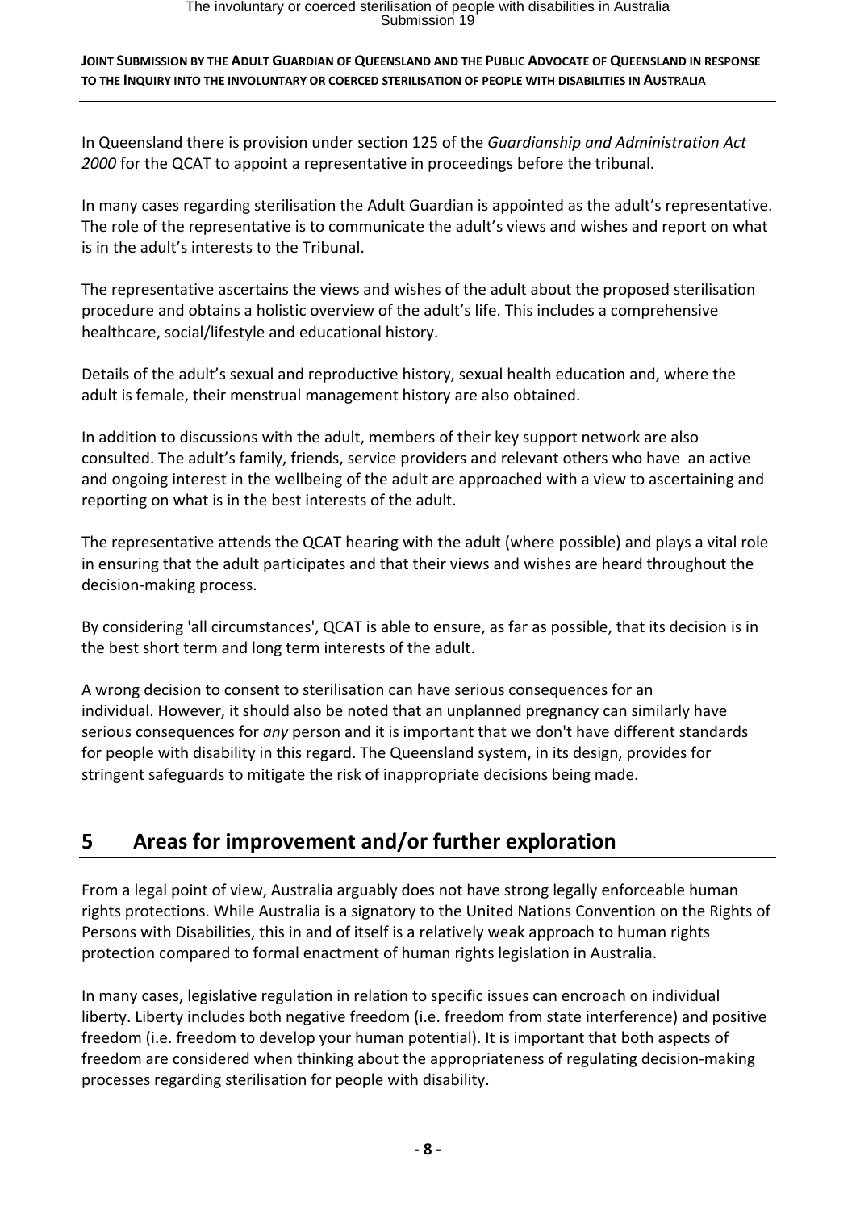In Queensland there is provision under section 125 of the *Guardianship and Administration Act 2000* for the QCAT to appoint a representative in proceedings before the tribunal.

In many cases regarding sterilisation the Adult Guardian is appointed as the adult's representative. The role of the representative is to communicate the adult's views and wishes and report on what is in the adult's interests to the Tribunal.

The representative ascertains the views and wishes of the adult about the proposed sterilisation procedure and obtains a holistic overview of the adult's life. This includes a comprehensive healthcare, social/lifestyle and educational history.

Details of the adult's sexual and reproductive history, sexual health education and, where the adult is female, their menstrual management history are also obtained.

In addition to discussions with the adult, members of their key support network are also consulted. The adult's family, friends, service providers and relevant others who have an active and ongoing interest in the wellbeing of the adult are approached with a view to ascertaining and reporting on what is in the best interests of the adult.

The representative attends the QCAT hearing with the adult (where possible) and plays a vital role in ensuring that the adult participates and that their views and wishes are heard throughout the decision-making process.

By considering 'all circumstances', QCAT is able to ensure, as far as possible, that its decision is in the best short term and long term interests of the adult.

A wrong decision to consent to sterilisation can have serious consequences for an individual. However, it should also be noted that an unplanned pregnancy can similarly have serious consequences for *any* person and it is important that we don't have different standards for people with disability in this regard. The Queensland system, in its design, provides for stringent safeguards to mitigate the risk of inappropriate decisions being made.

## 5 Areas for improvement and/or further exploration

From a legal point of view, Australia arguably does not have strong legally enforceable human rights protections. While Australia is a signatory to the United Nations Convention on the Rights of Persons with Disabilities, this in and of itself is a relatively weak approach to human rights protection compared to formal enactment of human rights legislation in Australia.

In many cases, legislative regulation in relation to specific issues can encroach on individual liberty. Liberty includes both negative freedom (i.e. freedom from state interference) and positive freedom (i.e. freedom to develop your human potential). It is important that both aspects of freedom are considered when thinking about the appropriateness of regulating decision-making processes regarding sterilisation for people with disability.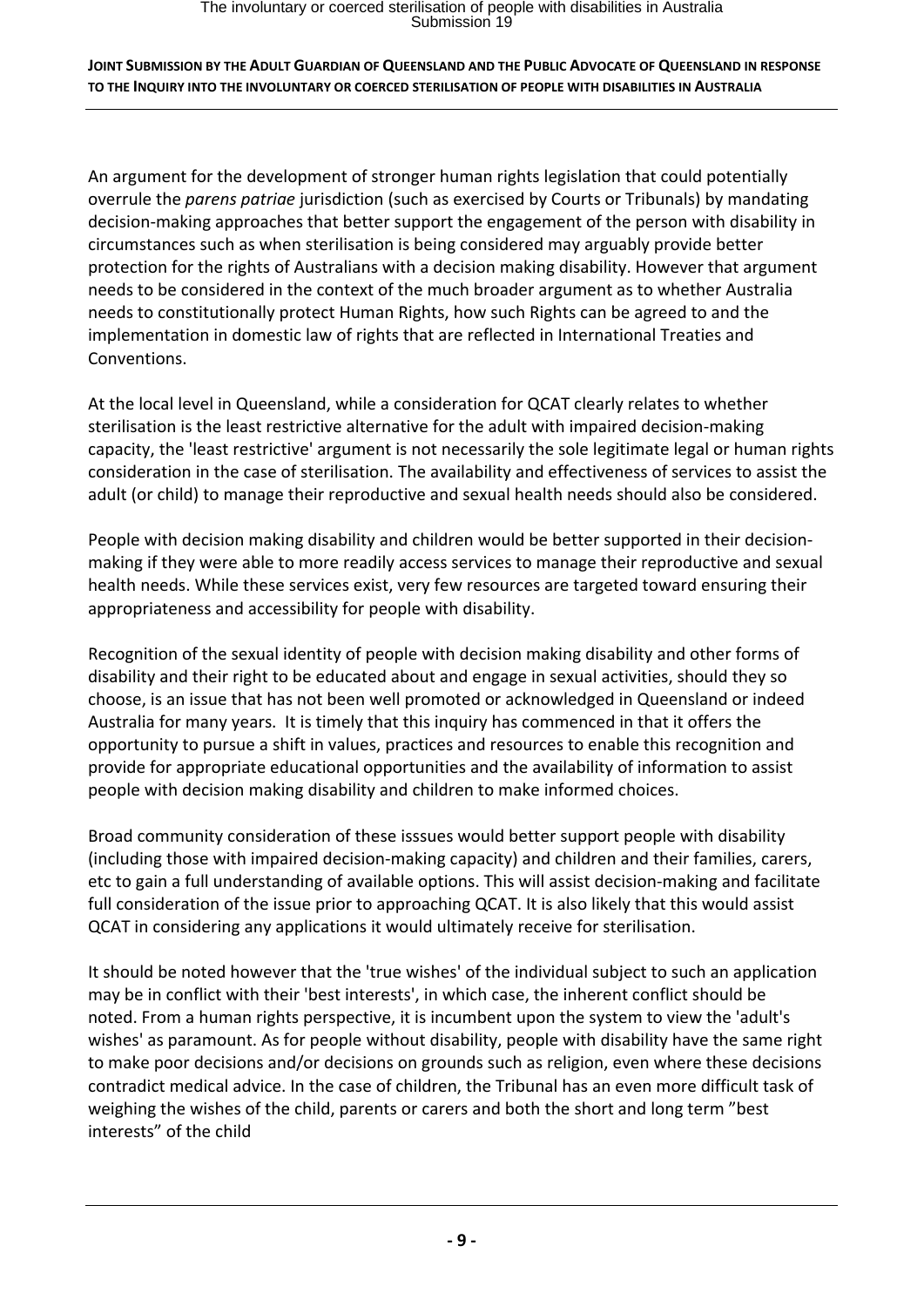An argument for the development of stronger human rights legislation that could potentially overrule the *parens patriae* jurisdiction (such as exercised by Courts or Tribunals) by mandating decision-making approaches that better support the engagement of the person with disability in circumstances such as when sterilisation is being considered may arguably provide better protection for the rights of Australians with a decision making disability. However that argument needs to be considered in the context of the much broader argument as to whether Australia needs to constitutionally protect Human Rights, how such Rights can be agreed to and the implementation in domestic law of rights that are reflected in International Treaties and Conventions.

At the local level in Queensland, while a consideration for QCAT clearly relates to whether sterilisation is the least restrictive alternative for the adult with impaired decision-making capacity, the 'least restrictive' argument is not necessarily the sole legitimate legal or human rights consideration in the case of sterilisation. The availability and effectiveness of services to assist the adult (or child) to manage their reproductive and sexual health needs should also be considered.

People with decision making disability and children would be better supported in their decision-making if they were able to more readily access services to manage their reproductive and sexual health needs. While these services exist, very few resources are targeted toward ensuring their appropriateness and accessibility for people with disability.

Recognition of the sexual identity of people with decision making disability and other forms of disability and their right to be educated about and engage in sexual activities, should they so choose, is an issue that has not been well promoted or acknowledged in Queensland or indeed Australia for many years. It is timely that this inquiry has commenced in that it offers the opportunity to pursue a shift in values, practices and resources to enable this recognition and provide for appropriate educational opportunities and the availability of information to assist people with decision making disability and children to make informed choices.

Broad community consideration of these isssues would better support people with disability (including those with impaired decision-making capacity) and children and their families, carers, etc to gain a full understanding of available options. This will assist decision-making and facilitate full consideration of the issue prior to approaching QCAT. It is also likely that this would assist QCAT in considering any applications it would ultimately receive for sterilisation.

It should be noted however that the 'true wishes' of the individual subject to such an application may be in conflict with their 'best interests', in which case, the inherent conflict should be noted. From a human rights perspective, it is incumbent upon the system to view the 'adult's wishes' as paramount. As for people without disability, people with disability have the same right to make poor decisions and/or decisions on grounds such as religion, even where these decisions contradict medical advice. In the case of children, the Tribunal has an even more difficult task of weighing the wishes of the child, parents or carers and both the short and long term "best interests" of the child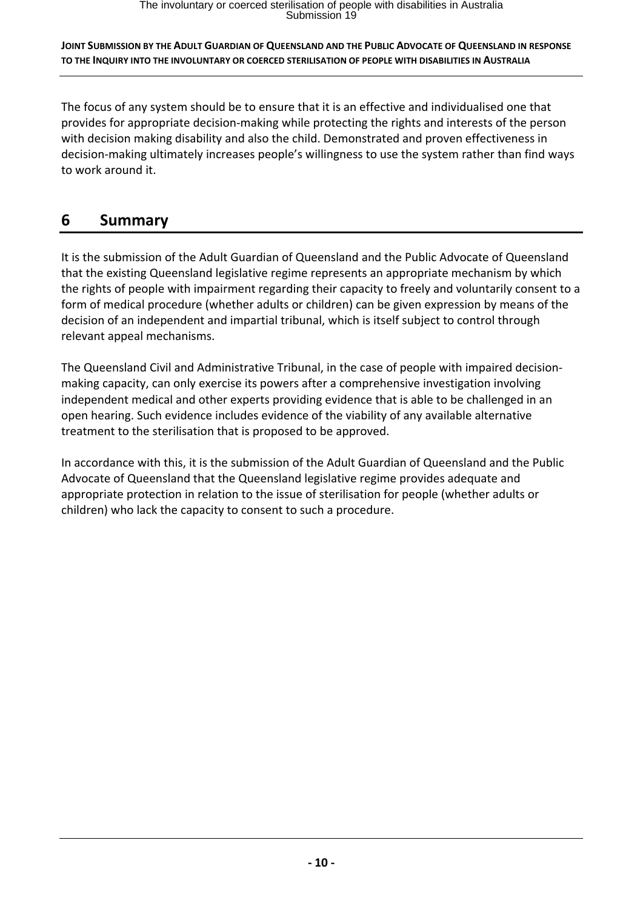The focus of any system should be to ensure that it is an effective and individualised one that provides for appropriate decision-making while protecting the rights and interests of the person with decision making disability and also the child. Demonstrated and proven effectiveness in decision-making ultimately increases people's willingness to use the system rather than find ways to work around it.

## 6 Summary

It is the submission of the Adult Guardian of Queensland and the Public Advocate of Queensland that the existing Queensland legislative regime represents an appropriate mechanism by which the rights of people with impairment regarding their capacity to freely and voluntarily consent to a form of medical procedure (whether adults or children) can be given expression by means of the decision of an independent and impartial tribunal, which is itself subject to control through relevant appeal mechanisms.

The Queensland Civil and Administrative Tribunal, in the case of people with impaired decision-making capacity, can only exercise its powers after a comprehensive investigation involving independent medical and other experts providing evidence that is able to be challenged in an open hearing. Such evidence includes evidence of the viability of any available alternative treatment to the sterilisation that is proposed to be approved.

In accordance with this, it is the submission of the Adult Guardian of Queensland and the Public Advocate of Queensland that the Queensland legislative regime provides adequate and appropriate protection in relation to the issue of sterilisation for people (whether adults or children) who lack the capacity to consent to such a procedure.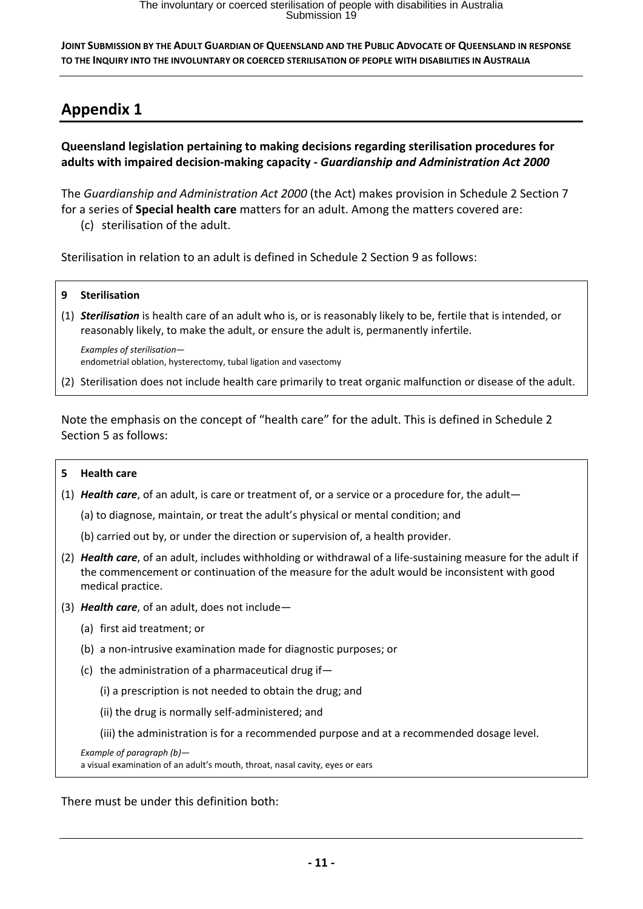## Appendix 1

**Queensland legislation pertaining to making decisions regarding sterilisation procedures for adults with impaired decision-making capacity -** ***Guardianship and Administration Act 2000***

The *Guardianship and Administration Act 2000* (the Act) makes provision in Schedule 2 Section 7 for a series of **Special health care** matters for an adult. Among the matters covered are:

(c) sterilisation of the adult.

Sterilisation in relation to an adult is defined in Schedule 2 Section 9 as follows:

> **9 Sterilisation**
>
> (1) ***Sterilisation*** is health care of an adult who is, or is reasonably likely to be, fertile that is intended, or reasonably likely, to make the adult, or ensure the adult is, permanently infertile.
>
> *Examples of sterilisation—*
> endometrial oblation, hysterectomy, tubal ligation and vasectomy
>
> (2) Sterilisation does not include health care primarily to treat organic malfunction or disease of the adult.

Note the emphasis on the concept of "health care" for the adult. This is defined in Schedule 2 Section 5 as follows:

> **5 Health care**
>
> (1) ***Health care***, of an adult, is care or treatment of, or a service or a procedure for, the adult—
>
> (a) to diagnose, maintain, or treat the adult's physical or mental condition; and
>
> (b) carried out by, or under the direction or supervision of, a health provider.
>
> (2) ***Health care***, of an adult, includes withholding or withdrawal of a life-sustaining measure for the adult if the commencement or continuation of the measure for the adult would be inconsistent with good medical practice.
>
> (3) ***Health care***, of an adult, does not include—
>
> (a) first aid treatment; or
>
> (b) a non-intrusive examination made for diagnostic purposes; or
>
> (c) the administration of a pharmaceutical drug if—
>
> (i) a prescription is not needed to obtain the drug; and
>
> (ii) the drug is normally self-administered; and
>
> (iii) the administration is for a recommended purpose and at a recommended dosage level.
>
> *Example of paragraph (b)—*
> a visual examination of an adult's mouth, throat, nasal cavity, eyes or ears

There must be under this definition both: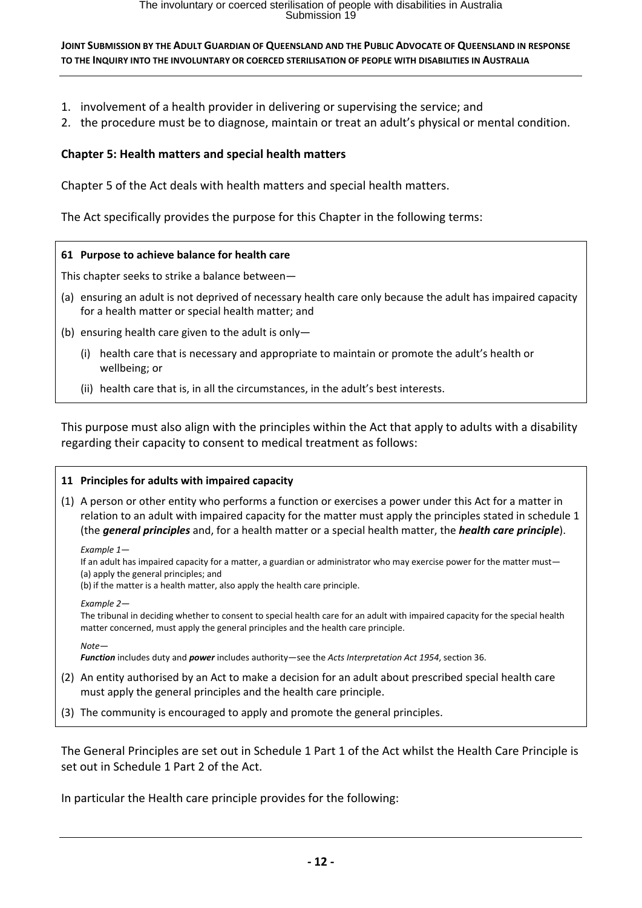1. involvement of a health provider in delivering or supervising the service; and
2. the procedure must be to diagnose, maintain or treat an adult's physical or mental condition.

**Chapter 5: Health matters and special health matters**

Chapter 5 of the Act deals with health matters and special health matters.

The Act specifically provides the purpose for this Chapter in the following terms:

> **61 Purpose to achieve balance for health care**
>
> This chapter seeks to strike a balance between—
>
> (a) ensuring an adult is not deprived of necessary health care only because the adult has impaired capacity for a health matter or special health matter; and
>
> (b) ensuring health care given to the adult is only—
>
> (i) health care that is necessary and appropriate to maintain or promote the adult's health or wellbeing; or
>
> (ii) health care that is, in all the circumstances, in the adult's best interests.

This purpose must also align with the principles within the Act that apply to adults with a disability regarding their capacity to consent to medical treatment as follows:

> **11 Principles for adults with impaired capacity**
>
> (1) A person or other entity who performs a function or exercises a power under this Act for a matter in relation to an adult with impaired capacity for the matter must apply the principles stated in schedule 1 (the ***general principles*** and, for a health matter or a special health matter, the ***health care principle***).
>
> *Example 1—*
> If an adult has impaired capacity for a matter, a guardian or administrator who may exercise power for the matter must—
> (a) apply the general principles; and
> (b) if the matter is a health matter, also apply the health care principle.
>
> *Example 2—*
> The tribunal in deciding whether to consent to special health care for an adult with impaired capacity for the special health matter concerned, must apply the general principles and the health care principle.
>
> *Note—*
> ***Function*** includes duty and ***power*** includes authority—see the *Acts Interpretation Act 1954*, section 36.
>
> (2) An entity authorised by an Act to make a decision for an adult about prescribed special health care must apply the general principles and the health care principle.
>
> (3) The community is encouraged to apply and promote the general principles.

The General Principles are set out in Schedule 1 Part 1 of the Act whilst the Health Care Principle is set out in Schedule 1 Part 2 of the Act.

In particular the Health care principle provides for the following: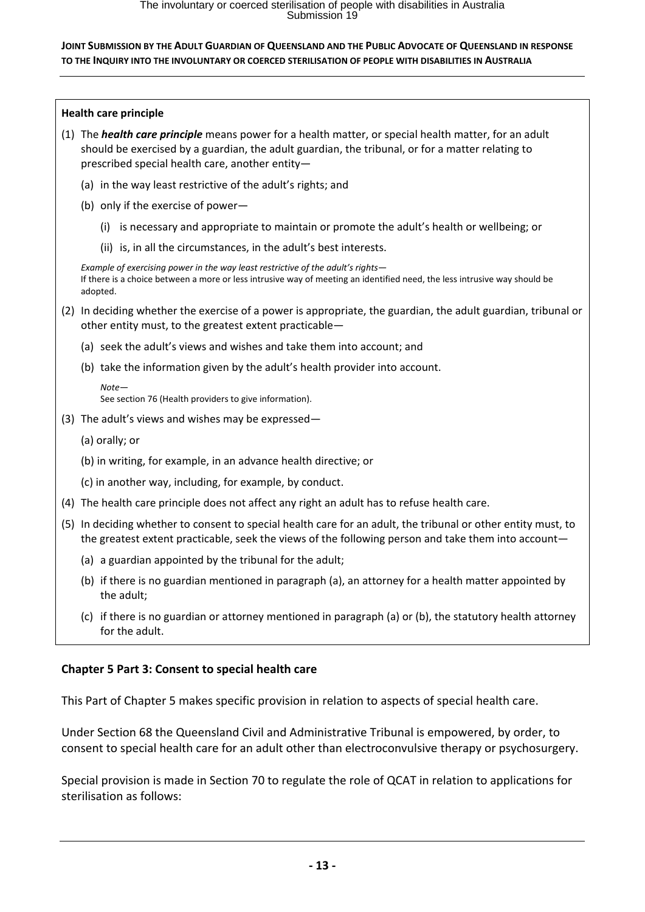**Health care principle**

(1) The ***health care principle*** means power for a health matter, or special health matter, for an adult should be exercised by a guardian, the adult guardian, the tribunal, or for a matter relating to prescribed special health care, another entity—

(a) in the way least restrictive of the adult's rights; and

(b) only if the exercise of power—

(i) is necessary and appropriate to maintain or promote the adult's health or wellbeing; or

(ii) is, in all the circumstances, in the adult's best interests.

*Example of exercising power in the way least restrictive of the adult's rights—*
If there is a choice between a more or less intrusive way of meeting an identified need, the less intrusive way should be adopted.

(2) In deciding whether the exercise of a power is appropriate, the guardian, the adult guardian, tribunal or other entity must, to the greatest extent practicable—

(a) seek the adult's views and wishes and take them into account; and

(b) take the information given by the adult's health provider into account.

*Note—*
See section 76 (Health providers to give information).

(3) The adult's views and wishes may be expressed—

(a) orally; or

(b) in writing, for example, in an advance health directive; or

(c) in another way, including, for example, by conduct.

(4) The health care principle does not affect any right an adult has to refuse health care.

(5) In deciding whether to consent to special health care for an adult, the tribunal or other entity must, to the greatest extent practicable, seek the views of the following person and take them into account—

(a) a guardian appointed by the tribunal for the adult;

(b) if there is no guardian mentioned in paragraph (a), an attorney for a health matter appointed by the adult;

(c) if there is no guardian or attorney mentioned in paragraph (a) or (b), the statutory health attorney for the adult.

**Chapter 5 Part 3: Consent to special health care**

This Part of Chapter 5 makes specific provision in relation to aspects of special health care.

Under Section 68 the Queensland Civil and Administrative Tribunal is empowered, by order, to consent to special health care for an adult other than electroconvulsive therapy or psychosurgery.

Special provision is made in Section 70 to regulate the role of QCAT in relation to applications for sterilisation as follows: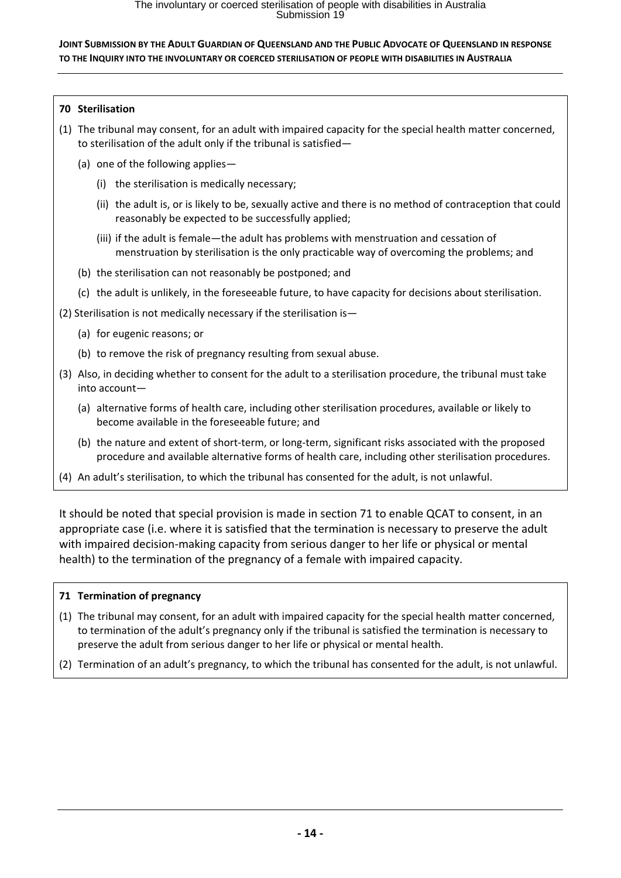**70 Sterilisation**

(1) The tribunal may consent, for an adult with impaired capacity for the special health matter concerned, to sterilisation of the adult only if the tribunal is satisfied—

(a) one of the following applies—

(i) the sterilisation is medically necessary;

(ii) the adult is, or is likely to be, sexually active and there is no method of contraception that could reasonably be expected to be successfully applied;

(iii) if the adult is female—the adult has problems with menstruation and cessation of menstruation by sterilisation is the only practicable way of overcoming the problems; and

(b) the sterilisation can not reasonably be postponed; and

(c) the adult is unlikely, in the foreseeable future, to have capacity for decisions about sterilisation.

(2) Sterilisation is not medically necessary if the sterilisation is—

(a) for eugenic reasons; or

(b) to remove the risk of pregnancy resulting from sexual abuse.

(3) Also, in deciding whether to consent for the adult to a sterilisation procedure, the tribunal must take into account—

(a) alternative forms of health care, including other sterilisation procedures, available or likely to become available in the foreseeable future; and

(b) the nature and extent of short-term, or long-term, significant risks associated with the proposed procedure and available alternative forms of health care, including other sterilisation procedures.

(4) An adult's sterilisation, to which the tribunal has consented for the adult, is not unlawful.

It should be noted that special provision is made in section 71 to enable QCAT to consent, in an appropriate case (i.e. where it is satisfied that the termination is necessary to preserve the adult with impaired decision-making capacity from serious danger to her life or physical or mental health) to the termination of the pregnancy of a female with impaired capacity.

**71 Termination of pregnancy**

(1) The tribunal may consent, for an adult with impaired capacity for the special health matter concerned, to termination of the adult's pregnancy only if the tribunal is satisfied the termination is necessary to preserve the adult from serious danger to her life or physical or mental health.

(2) Termination of an adult's pregnancy, to which the tribunal has consented for the adult, is not unlawful.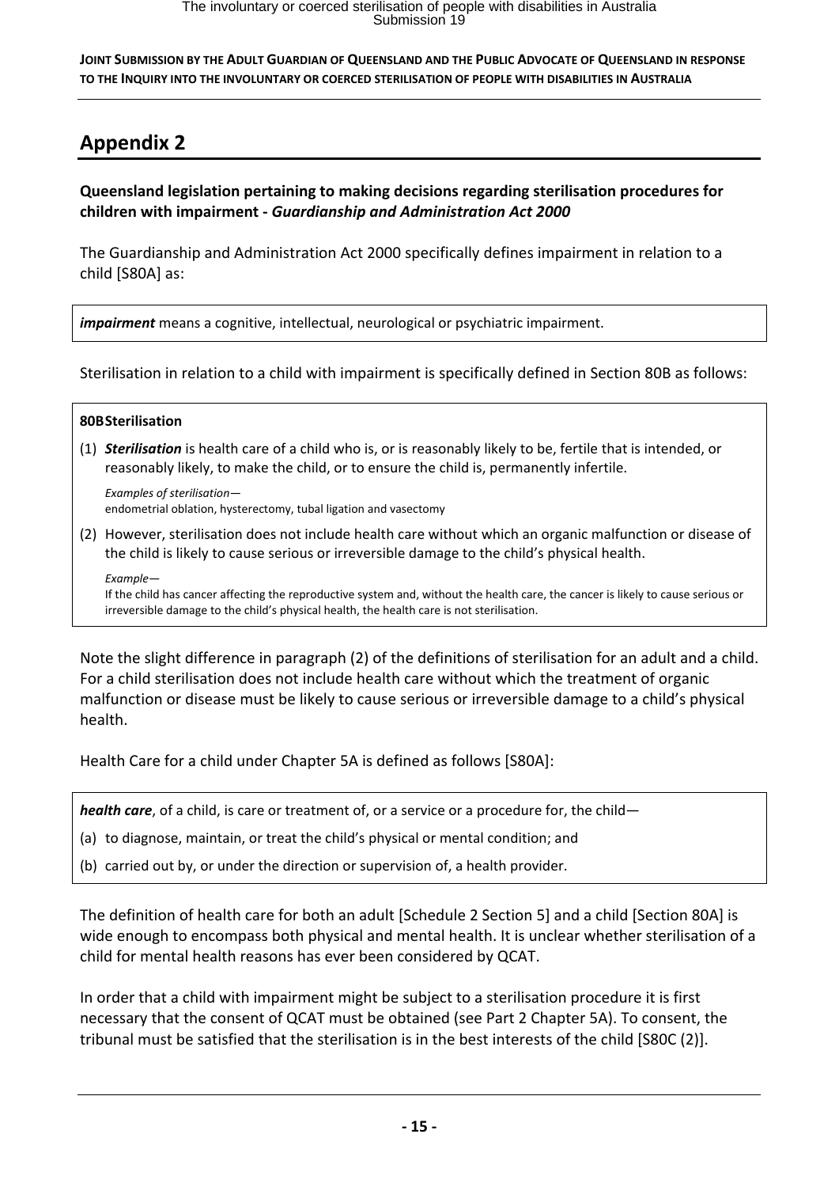## Appendix 2

**Queensland legislation pertaining to making decisions regarding sterilisation procedures for children with impairment -** ***Guardianship and Administration Act 2000***

The Guardianship and Administration Act 2000 specifically defines impairment in relation to a child [S80A] as:

> ***impairment*** means a cognitive, intellectual, neurological or psychiatric impairment.

Sterilisation in relation to a child with impairment is specifically defined in Section 80B as follows:

> **80B Sterilisation**
>
> (1) ***Sterilisation*** is health care of a child who is, or is reasonably likely to be, fertile that is intended, or reasonably likely, to make the child, or to ensure the child is, permanently infertile.
>
> *Examples of sterilisation—*
> endometrial oblation, hysterectomy, tubal ligation and vasectomy
>
> (2) However, sterilisation does not include health care without which an organic malfunction or disease of the child is likely to cause serious or irreversible damage to the child's physical health.
>
> *Example—*
> If the child has cancer affecting the reproductive system and, without the health care, the cancer is likely to cause serious or irreversible damage to the child's physical health, the health care is not sterilisation.

Note the slight difference in paragraph (2) of the definitions of sterilisation for an adult and a child. For a child sterilisation does not include health care without which the treatment of organic malfunction or disease must be likely to cause serious or irreversible damage to a child's physical health.

Health Care for a child under Chapter 5A is defined as follows [S80A]:

> ***health care***, of a child, is care or treatment of, or a service or a procedure for, the child—
>
> (a) to diagnose, maintain, or treat the child's physical or mental condition; and
>
> (b) carried out by, or under the direction or supervision of, a health provider.

The definition of health care for both an adult [Schedule 2 Section 5] and a child [Section 80A] is wide enough to encompass both physical and mental health. It is unclear whether sterilisation of a child for mental health reasons has ever been considered by QCAT.

In order that a child with impairment might be subject to a sterilisation procedure it is first necessary that the consent of QCAT must be obtained (see Part 2 Chapter 5A). To consent, the tribunal must be satisfied that the sterilisation is in the best interests of the child [S80C (2)].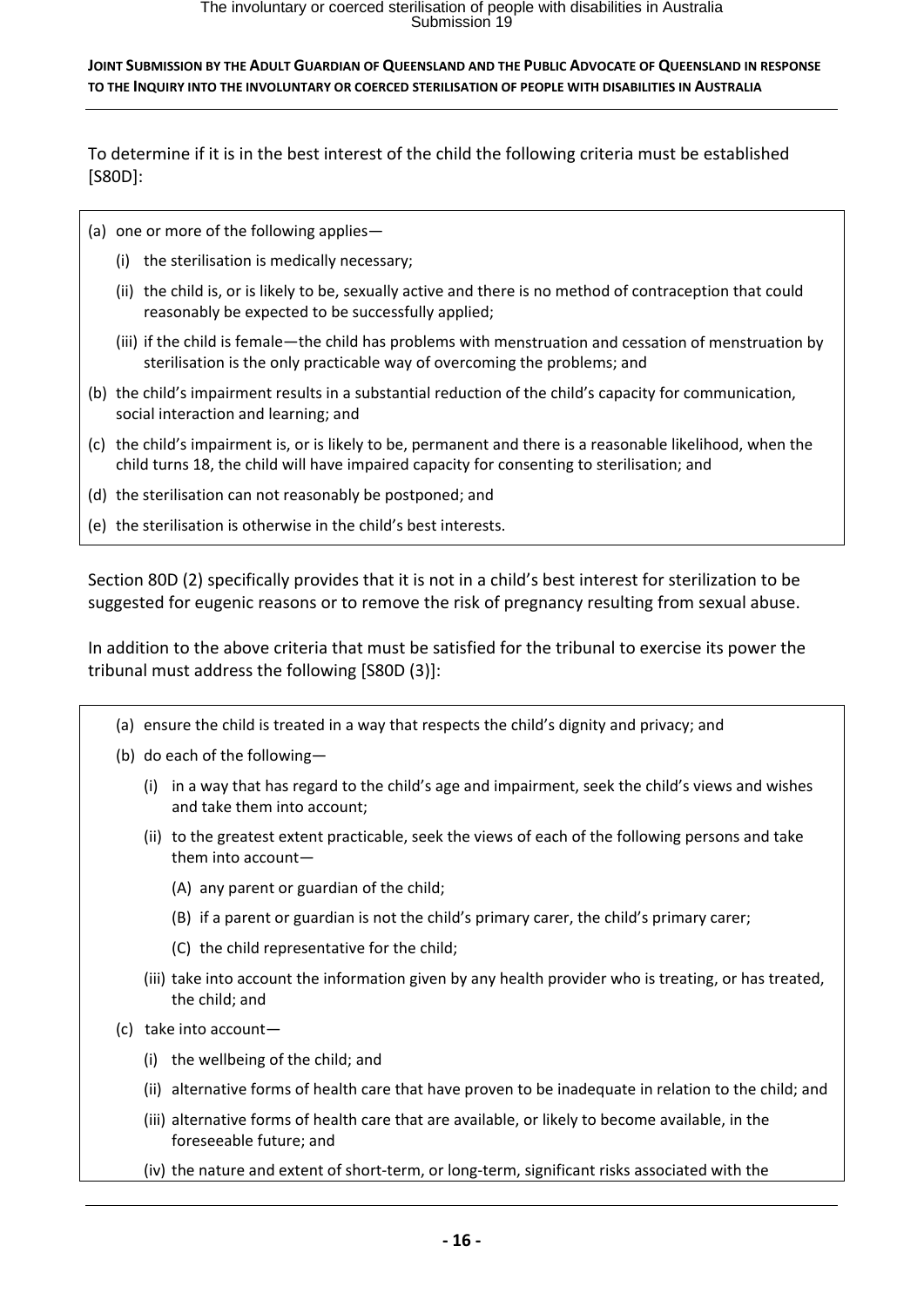To determine if it is in the best interest of the child the following criteria must be established [S80D]:

(a) one or more of the following applies—

   (i) the sterilisation is medically necessary;

   (ii) the child is, or is likely to be, sexually active and there is no method of contraception that could reasonably be expected to be successfully applied;

   (iii) if the child is female—the child has problems with menstruation and cessation of menstruation by sterilisation is the only practicable way of overcoming the problems; and

(b) the child's impairment results in a substantial reduction of the child's capacity for communication, social interaction and learning; and

(c) the child's impairment is, or is likely to be, permanent and there is a reasonable likelihood, when the child turns 18, the child will have impaired capacity for consenting to sterilisation; and

(d) the sterilisation can not reasonably be postponed; and

(e) the sterilisation is otherwise in the child's best interests.

Section 80D (2) specifically provides that it is not in a child's best interest for sterilization to be suggested for eugenic reasons or to remove the risk of pregnancy resulting from sexual abuse.

In addition to the above criteria that must be satisfied for the tribunal to exercise its power the tribunal must address the following [S80D (3)]:

(a) ensure the child is treated in a way that respects the child's dignity and privacy; and

(b) do each of the following—

   (i) in a way that has regard to the child's age and impairment, seek the child's views and wishes and take them into account;

   (ii) to the greatest extent practicable, seek the views of each of the following persons and take them into account—

      (A) any parent or guardian of the child;

      (B) if a parent or guardian is not the child's primary carer, the child's primary carer;

      (C) the child representative for the child;

   (iii) take into account the information given by any health provider who is treating, or has treated, the child; and

(c) take into account—

   (i) the wellbeing of the child; and

   (ii) alternative forms of health care that have proven to be inadequate in relation to the child; and

   (iii) alternative forms of health care that are available, or likely to become available, in the foreseeable future; and

   (iv) the nature and extent of short-term, or long-term, significant risks associated with the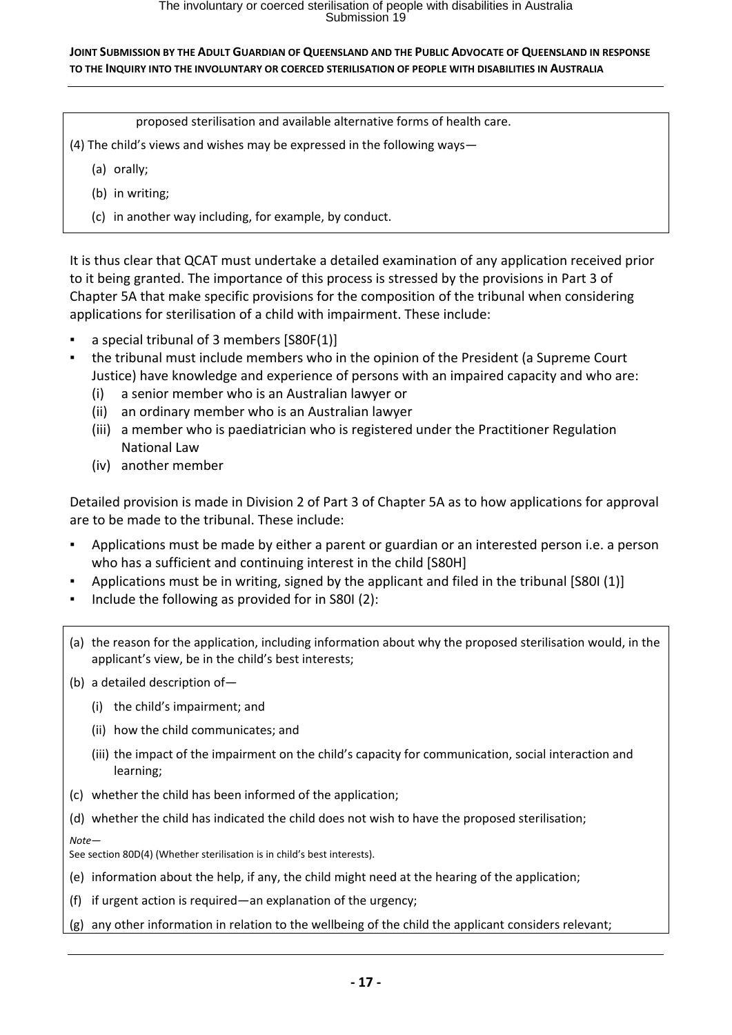proposed sterilisation and available alternative forms of health care.

(4) The child's views and wishes may be expressed in the following ways—

(a) orally;

(b) in writing;

(c) in another way including, for example, by conduct.

It is thus clear that QCAT must undertake a detailed examination of any application received prior to it being granted. The importance of this process is stressed by the provisions in Part 3 of Chapter 5A that make specific provisions for the composition of the tribunal when considering applications for sterilisation of a child with impairment. These include:

- a special tribunal of 3 members [S80F(1)]
- the tribunal must include members who in the opinion of the President (a Supreme Court Justice) have knowledge and experience of persons with an impaired capacity and who are:
  - (i) a senior member who is an Australian lawyer or
  - (ii) an ordinary member who is an Australian lawyer
  - (iii) a member who is paediatrician who is registered under the Practitioner Regulation National Law
  - (iv) another member

Detailed provision is made in Division 2 of Part 3 of Chapter 5A as to how applications for approval are to be made to the tribunal. These include:

- Applications must be made by either a parent or guardian or an interested person i.e. a person who has a sufficient and continuing interest in the child [S80H]
- Applications must be in writing, signed by the applicant and filed in the tribunal [S80I (1)]
- Include the following as provided for in S80I (2):

(a) the reason for the application, including information about why the proposed sterilisation would, in the applicant's view, be in the child's best interests;

(b) a detailed description of—

(i) the child's impairment; and

(ii) how the child communicates; and

(iii) the impact of the impairment on the child's capacity for communication, social interaction and learning;

(c) whether the child has been informed of the application;

(d) whether the child has indicated the child does not wish to have the proposed sterilisation;

*Note*—
See section 80D(4) (Whether sterilisation is in child's best interests).

(e) information about the help, if any, the child might need at the hearing of the application;

(f) if urgent action is required—an explanation of the urgency;

(g) any other information in relation to the wellbeing of the child the applicant considers relevant;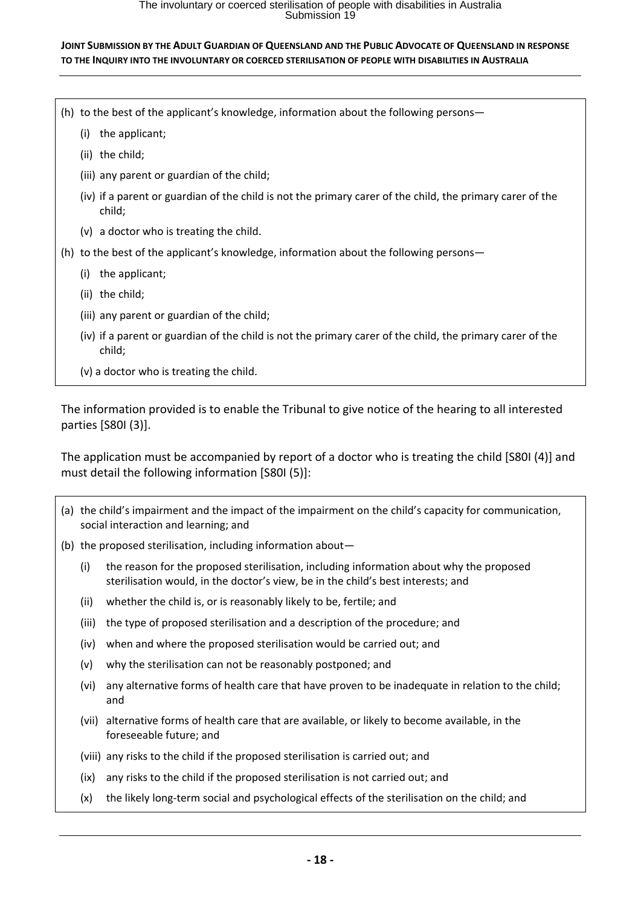(h) to the best of the applicant's knowledge, information about the following persons—

- (i) the applicant;
- (ii) the child;
- (iii) any parent or guardian of the child;
- (iv) if a parent or guardian of the child is not the primary carer of the child, the primary carer of the child;
- (v) a doctor who is treating the child.

(h) to the best of the applicant's knowledge, information about the following persons—

- (i) the applicant;
- (ii) the child;
- (iii) any parent or guardian of the child;
- (iv) if a parent or guardian of the child is not the primary carer of the child, the primary carer of the child;
- (v) a doctor who is treating the child.

The information provided is to enable the Tribunal to give notice of the hearing to all interested parties [S80I (3)].

The application must be accompanied by report of a doctor who is treating the child [S80I (4)] and must detail the following information [S80I (5)]:

(a) the child's impairment and the impact of the impairment on the child's capacity for communication, social interaction and learning; and

(b) the proposed sterilisation, including information about—

- (i) the reason for the proposed sterilisation, including information about why the proposed sterilisation would, in the doctor's view, be in the child's best interests; and
- (ii) whether the child is, or is reasonably likely to be, fertile; and
- (iii) the type of proposed sterilisation and a description of the procedure; and
- (iv) when and where the proposed sterilisation would be carried out; and
- (v) why the sterilisation can not be reasonably postponed; and
- (vi) any alternative forms of health care that have proven to be inadequate in relation to the child; and
- (vii) alternative forms of health care that are available, or likely to become available, in the foreseeable future; and
- (viii) any risks to the child if the proposed sterilisation is carried out; and
- (ix) any risks to the child if the proposed sterilisation is not carried out; and
- (x) the likely long-term social and psychological effects of the sterilisation on the child; and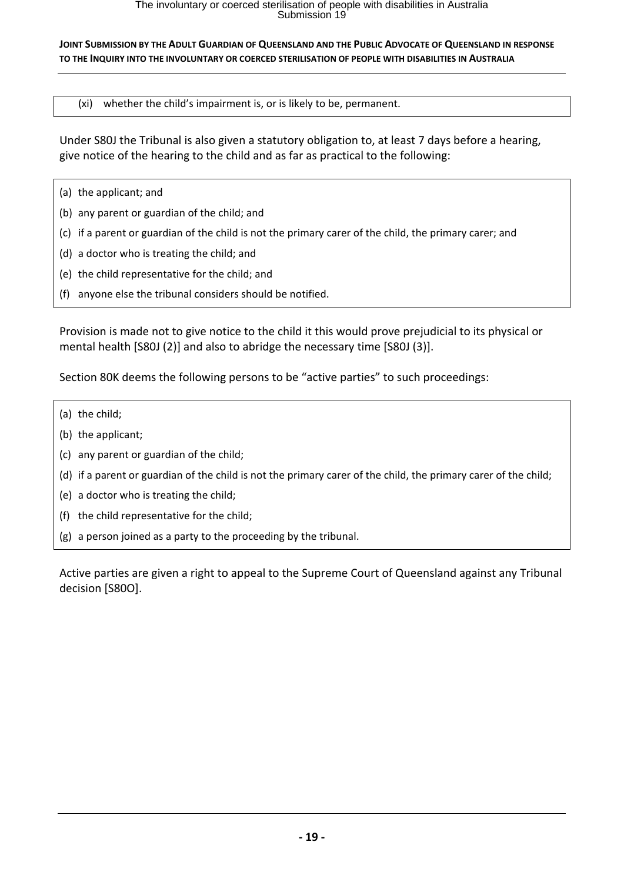(xi) whether the child's impairment is, or is likely to be, permanent.

Under S80J the Tribunal is also given a statutory obligation to, at least 7 days before a hearing, give notice of the hearing to the child and as far as practical to the following:

(a) the applicant; and

(b) any parent or guardian of the child; and

(c) if a parent or guardian of the child is not the primary carer of the child, the primary carer; and

(d) a doctor who is treating the child; and

(e) the child representative for the child; and

(f) anyone else the tribunal considers should be notified.

Provision is made not to give notice to the child it this would prove prejudicial to its physical or mental health [S80J (2)] and also to abridge the necessary time [S80J (3)].

Section 80K deems the following persons to be "active parties" to such proceedings:

(a) the child;

(b) the applicant;

(c) any parent or guardian of the child;

(d) if a parent or guardian of the child is not the primary carer of the child, the primary carer of the child;

(e) a doctor who is treating the child;

(f) the child representative for the child;

(g) a person joined as a party to the proceeding by the tribunal.

Active parties are given a right to appeal to the Supreme Court of Queensland against any Tribunal decision [S80O].